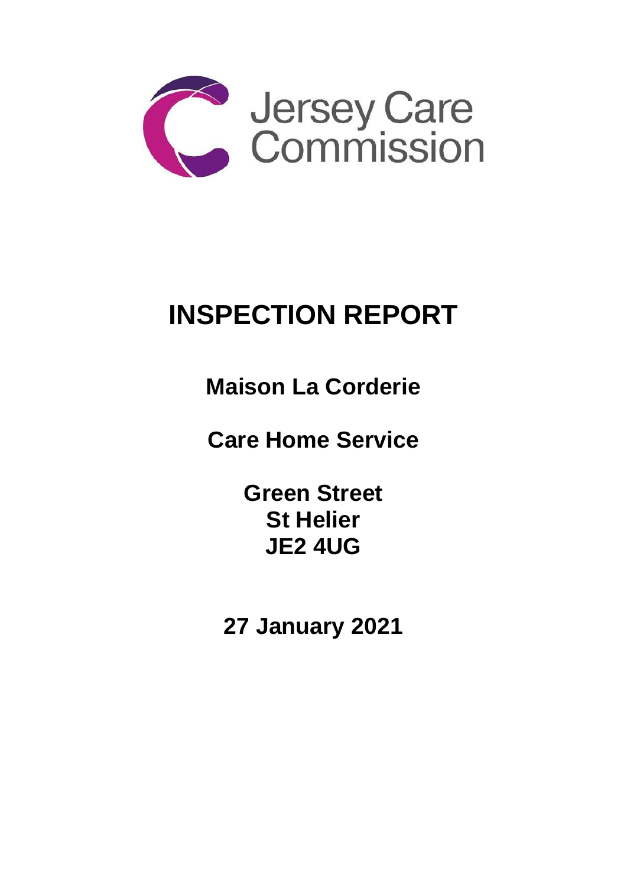Jersey Care Commission

# INSPECTION REPORT

## Maison La Corderie

## Care Home Service

**Green Street**
**St Helier**
**JE2 4UG**

## 27 January 2021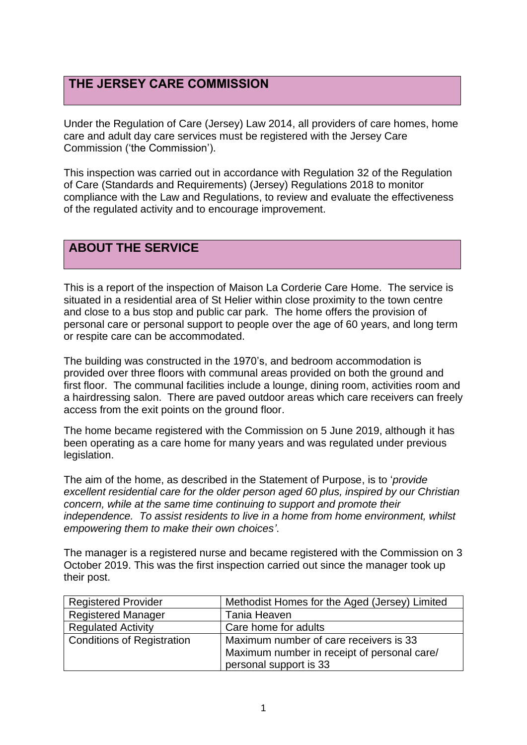## THE JERSEY CARE COMMISSION

Under the Regulation of Care (Jersey) Law 2014, all providers of care homes, home care and adult day care services must be registered with the Jersey Care Commission ('the Commission').

This inspection was carried out in accordance with Regulation 32 of the Regulation of Care (Standards and Requirements) (Jersey) Regulations 2018 to monitor compliance with the Law and Regulations, to review and evaluate the effectiveness of the regulated activity and to encourage improvement.

## ABOUT THE SERVICE

This is a report of the inspection of Maison La Corderie Care Home. The service is situated in a residential area of St Helier within close proximity to the town centre and close to a bus stop and public car park. The home offers the provision of personal care or personal support to people over the age of 60 years, and long term or respite care can be accommodated.

The building was constructed in the 1970's, and bedroom accommodation is provided over three floors with communal areas provided on both the ground and first floor. The communal facilities include a lounge, dining room, activities room and a hairdressing salon. There are paved outdoor areas which care receivers can freely access from the exit points on the ground floor.

The home became registered with the Commission on 5 June 2019, although it has been operating as a care home for many years and was regulated under previous legislation.

The aim of the home, as described in the Statement of Purpose, is to '*provide excellent residential care for the older person aged 60 plus, inspired by our Christian concern, while at the same time continuing to support and promote their independence. To assist residents to live in a home from home environment, whilst empowering them to make their own choices'*.

The manager is a registered nurse and became registered with the Commission on 3 October 2019. This was the first inspection carried out since the manager took up their post.

| | |
|---|---|
| Registered Provider | Methodist Homes for the Aged (Jersey) Limited |
| Registered Manager | Tania Heaven |
| Regulated Activity | Care home for adults |
| Conditions of Registration | Maximum number of care receivers is 33<br>Maximum number in receipt of personal care/ personal support is 33 |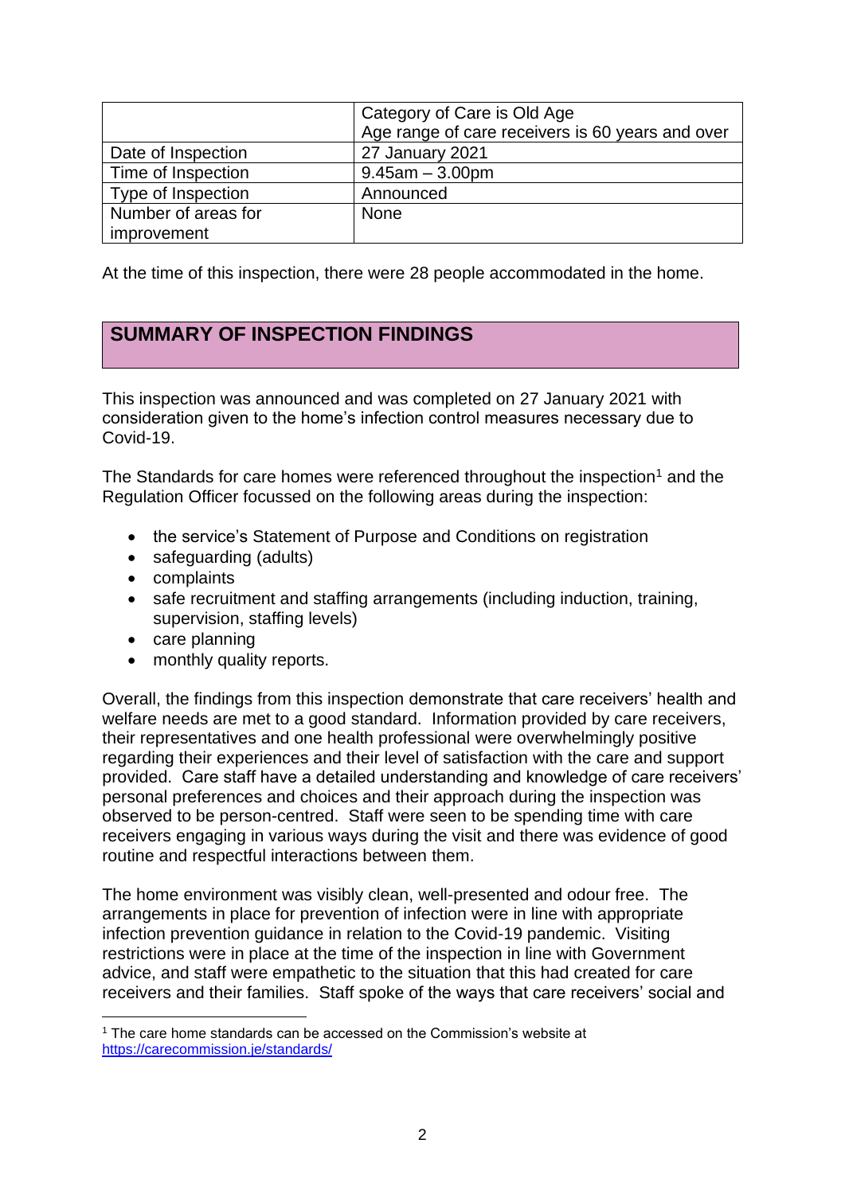| | Category of Care is Old Age<br>Age range of care receivers is 60 years and over |
|---|---|
| Date of Inspection | 27 January 2021 |
| Time of Inspection | 9.45am – 3.00pm |
| Type of Inspection | Announced |
| Number of areas for improvement | None |

At the time of this inspection, there were 28 people accommodated in the home.

## SUMMARY OF INSPECTION FINDINGS

This inspection was announced and was completed on 27 January 2021 with consideration given to the home's infection control measures necessary due to Covid-19.

The Standards for care homes were referenced throughout the inspection[1] and the Regulation Officer focussed on the following areas during the inspection:

- the service's Statement of Purpose and Conditions on registration
- safeguarding (adults)
- complaints
- safe recruitment and staffing arrangements (including induction, training, supervision, staffing levels)
- care planning
- monthly quality reports.

Overall, the findings from this inspection demonstrate that care receivers' health and welfare needs are met to a good standard. Information provided by care receivers, their representatives and one health professional were overwhelmingly positive regarding their experiences and their level of satisfaction with the care and support provided. Care staff have a detailed understanding and knowledge of care receivers' personal preferences and choices and their approach during the inspection was observed to be person-centred. Staff were seen to be spending time with care receivers engaging in various ways during the visit and there was evidence of good routine and respectful interactions between them.

The home environment was visibly clean, well-presented and odour free. The arrangements in place for prevention of infection were in line with appropriate infection prevention guidance in relation to the Covid-19 pandemic. Visiting restrictions were in place at the time of the inspection in line with Government advice, and staff were empathetic to the situation that this had created for care receivers and their families. Staff spoke of the ways that care receivers' social and

[1] The care home standards can be accessed on the Commission's website at https://carecommission.je/standards/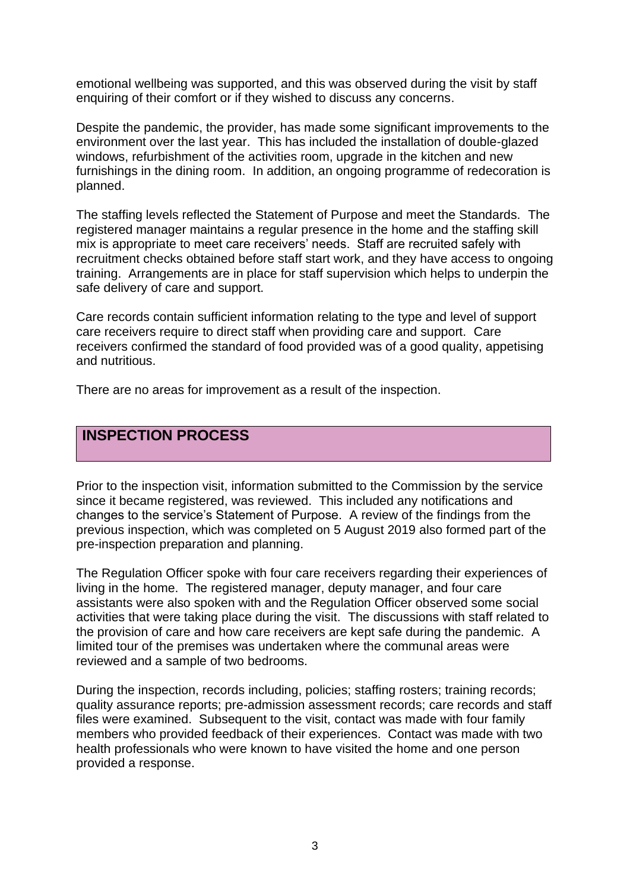emotional wellbeing was supported, and this was observed during the visit by staff enquiring of their comfort or if they wished to discuss any concerns.

Despite the pandemic, the provider, has made some significant improvements to the environment over the last year. This has included the installation of double-glazed windows, refurbishment of the activities room, upgrade in the kitchen and new furnishings in the dining room. In addition, an ongoing programme of redecoration is planned.

The staffing levels reflected the Statement of Purpose and meet the Standards. The registered manager maintains a regular presence in the home and the staffing skill mix is appropriate to meet care receivers' needs. Staff are recruited safely with recruitment checks obtained before staff start work, and they have access to ongoing training. Arrangements are in place for staff supervision which helps to underpin the safe delivery of care and support.

Care records contain sufficient information relating to the type and level of support care receivers require to direct staff when providing care and support. Care receivers confirmed the standard of food provided was of a good quality, appetising and nutritious.

There are no areas for improvement as a result of the inspection.

## INSPECTION PROCESS

Prior to the inspection visit, information submitted to the Commission by the service since it became registered, was reviewed. This included any notifications and changes to the service's Statement of Purpose. A review of the findings from the previous inspection, which was completed on 5 August 2019 also formed part of the pre-inspection preparation and planning.

The Regulation Officer spoke with four care receivers regarding their experiences of living in the home. The registered manager, deputy manager, and four care assistants were also spoken with and the Regulation Officer observed some social activities that were taking place during the visit. The discussions with staff related to the provision of care and how care receivers are kept safe during the pandemic. A limited tour of the premises was undertaken where the communal areas were reviewed and a sample of two bedrooms.

During the inspection, records including, policies; staffing rosters; training records; quality assurance reports; pre-admission assessment records; care records and staff files were examined. Subsequent to the visit, contact was made with four family members who provided feedback of their experiences. Contact was made with two health professionals who were known to have visited the home and one person provided a response.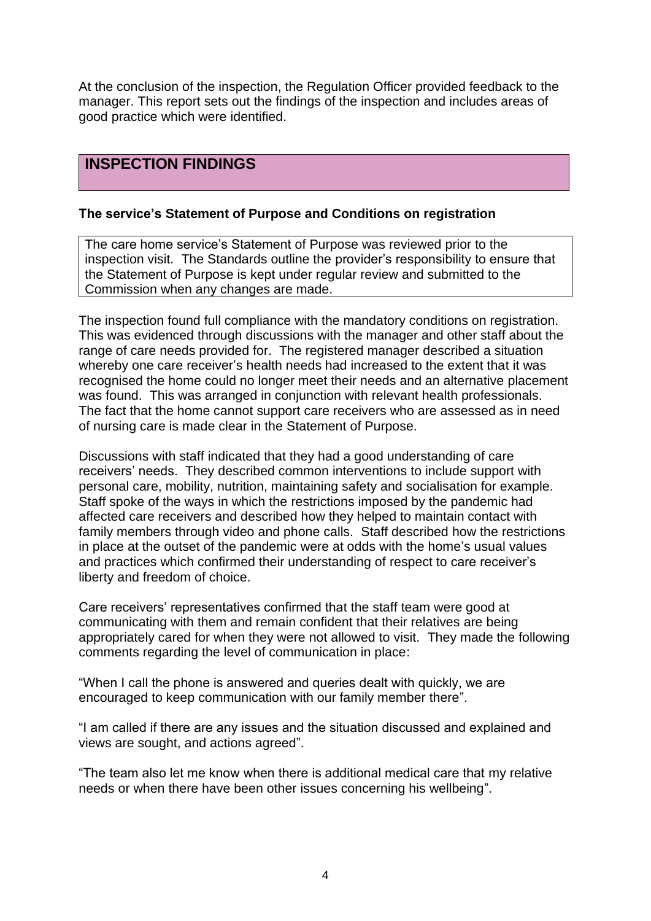At the conclusion of the inspection, the Regulation Officer provided feedback to the manager. This report sets out the findings of the inspection and includes areas of good practice which were identified.

## INSPECTION FINDINGS

### The service's Statement of Purpose and Conditions on registration

The care home service's Statement of Purpose was reviewed prior to the inspection visit. The Standards outline the provider's responsibility to ensure that the Statement of Purpose is kept under regular review and submitted to the Commission when any changes are made.

The inspection found full compliance with the mandatory conditions on registration. This was evidenced through discussions with the manager and other staff about the range of care needs provided for. The registered manager described a situation whereby one care receiver's health needs had increased to the extent that it was recognised the home could no longer meet their needs and an alternative placement was found. This was arranged in conjunction with relevant health professionals. The fact that the home cannot support care receivers who are assessed as in need of nursing care is made clear in the Statement of Purpose.

Discussions with staff indicated that they had a good understanding of care receivers' needs. They described common interventions to include support with personal care, mobility, nutrition, maintaining safety and socialisation for example. Staff spoke of the ways in which the restrictions imposed by the pandemic had affected care receivers and described how they helped to maintain contact with family members through video and phone calls. Staff described how the restrictions in place at the outset of the pandemic were at odds with the home's usual values and practices which confirmed their understanding of respect to care receiver's liberty and freedom of choice.

Care receivers' representatives confirmed that the staff team were good at communicating with them and remain confident that their relatives are being appropriately cared for when they were not allowed to visit. They made the following comments regarding the level of communication in place:

"When I call the phone is answered and queries dealt with quickly, we are encouraged to keep communication with our family member there".

"I am called if there are any issues and the situation discussed and explained and views are sought, and actions agreed".

"The team also let me know when there is additional medical care that my relative needs or when there have been other issues concerning his wellbeing".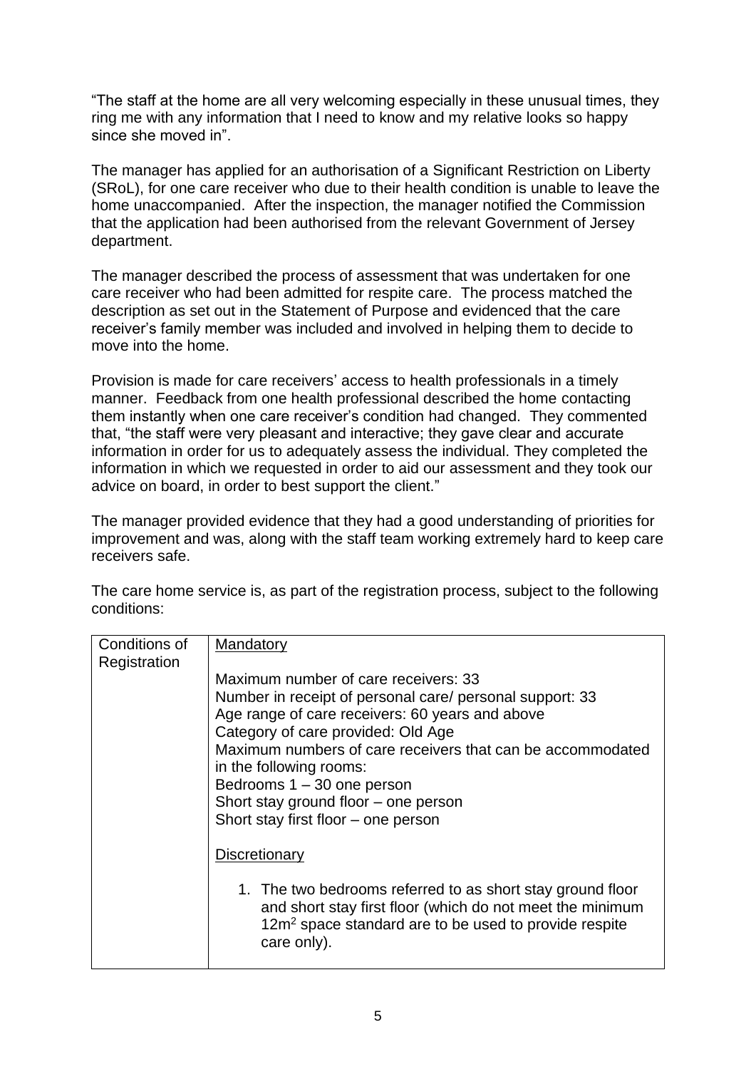"The staff at the home are all very welcoming especially in these unusual times, they ring me with any information that I need to know and my relative looks so happy since she moved in".

The manager has applied for an authorisation of a Significant Restriction on Liberty (SRoL), for one care receiver who due to their health condition is unable to leave the home unaccompanied. After the inspection, the manager notified the Commission that the application had been authorised from the relevant Government of Jersey department.

The manager described the process of assessment that was undertaken for one care receiver who had been admitted for respite care. The process matched the description as set out in the Statement of Purpose and evidenced that the care receiver's family member was included and involved in helping them to decide to move into the home.

Provision is made for care receivers' access to health professionals in a timely manner. Feedback from one health professional described the home contacting them instantly when one care receiver's condition had changed. They commented that, "the staff were very pleasant and interactive; they gave clear and accurate information in order for us to adequately assess the individual. They completed the information in which we requested in order to aid our assessment and they took our advice on board, in order to best support the client."

The manager provided evidence that they had a good understanding of priorities for improvement and was, along with the staff team working extremely hard to keep care receivers safe.

The care home service is, as part of the registration process, subject to the following conditions:

| Conditions of Registration | <u>Mandatory</u><br><br>Maximum number of care receivers: 33<br>Number in receipt of personal care/ personal support: 33<br>Age range of care receivers: 60 years and above<br>Category of care provided: Old Age<br>Maximum numbers of care receivers that can be accommodated in the following rooms:<br>Bedrooms 1 – 30 one person<br>Short stay ground floor – one person<br>Short stay first floor – one person<br><br><u>Discretionary</u><br><br>1. The two bedrooms referred to as short stay ground floor and short stay first floor (which do not meet the minimum $12m^2$ space standard are to be used to provide respite care only). |
|---|---|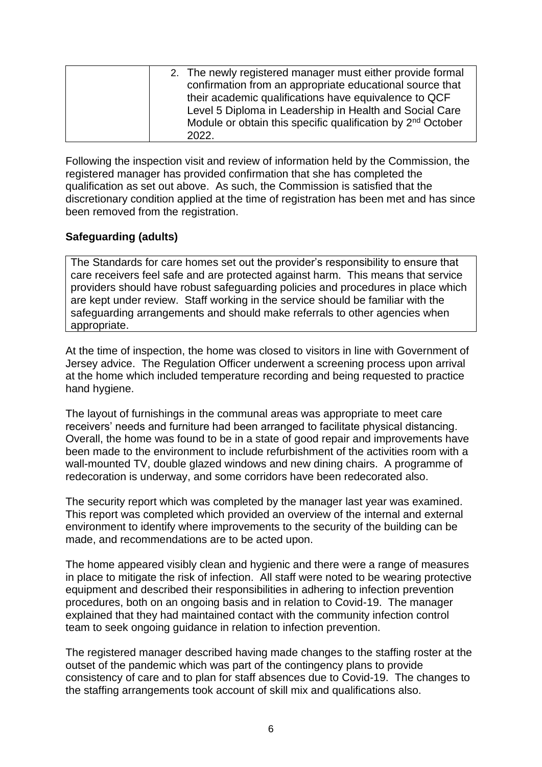| | 2. The newly registered manager must either provide formal confirmation from an appropriate educational source that their academic qualifications have equivalence to QCF Level 5 Diploma in Leadership in Health and Social Care Module or obtain this specific qualification by 2nd October 2022. |
|---|---|

Following the inspection visit and review of information held by the Commission, the registered manager has provided confirmation that she has completed the qualification as set out above. As such, the Commission is satisfied that the discretionary condition applied at the time of registration has been met and has since been removed from the registration.

**Safeguarding (adults)**

| The Standards for care homes set out the provider's responsibility to ensure that care receivers feel safe and are protected against harm. This means that service providers should have robust safeguarding policies and procedures in place which are kept under review. Staff working in the service should be familiar with the safeguarding arrangements and should make referrals to other agencies when appropriate. |
|---|

At the time of inspection, the home was closed to visitors in line with Government of Jersey advice. The Regulation Officer underwent a screening process upon arrival at the home which included temperature recording and being requested to practice hand hygiene.

The layout of furnishings in the communal areas was appropriate to meet care receivers' needs and furniture had been arranged to facilitate physical distancing. Overall, the home was found to be in a state of good repair and improvements have been made to the environment to include refurbishment of the activities room with a wall-mounted TV, double glazed windows and new dining chairs. A programme of redecoration is underway, and some corridors have been redecorated also.

The security report which was completed by the manager last year was examined. This report was completed which provided an overview of the internal and external environment to identify where improvements to the security of the building can be made, and recommendations are to be acted upon.

The home appeared visibly clean and hygienic and there were a range of measures in place to mitigate the risk of infection. All staff were noted to be wearing protective equipment and described their responsibilities in adhering to infection prevention procedures, both on an ongoing basis and in relation to Covid-19. The manager explained that they had maintained contact with the community infection control team to seek ongoing guidance in relation to infection prevention.

The registered manager described having made changes to the staffing roster at the outset of the pandemic which was part of the contingency plans to provide consistency of care and to plan for staff absences due to Covid-19. The changes to the staffing arrangements took account of skill mix and qualifications also.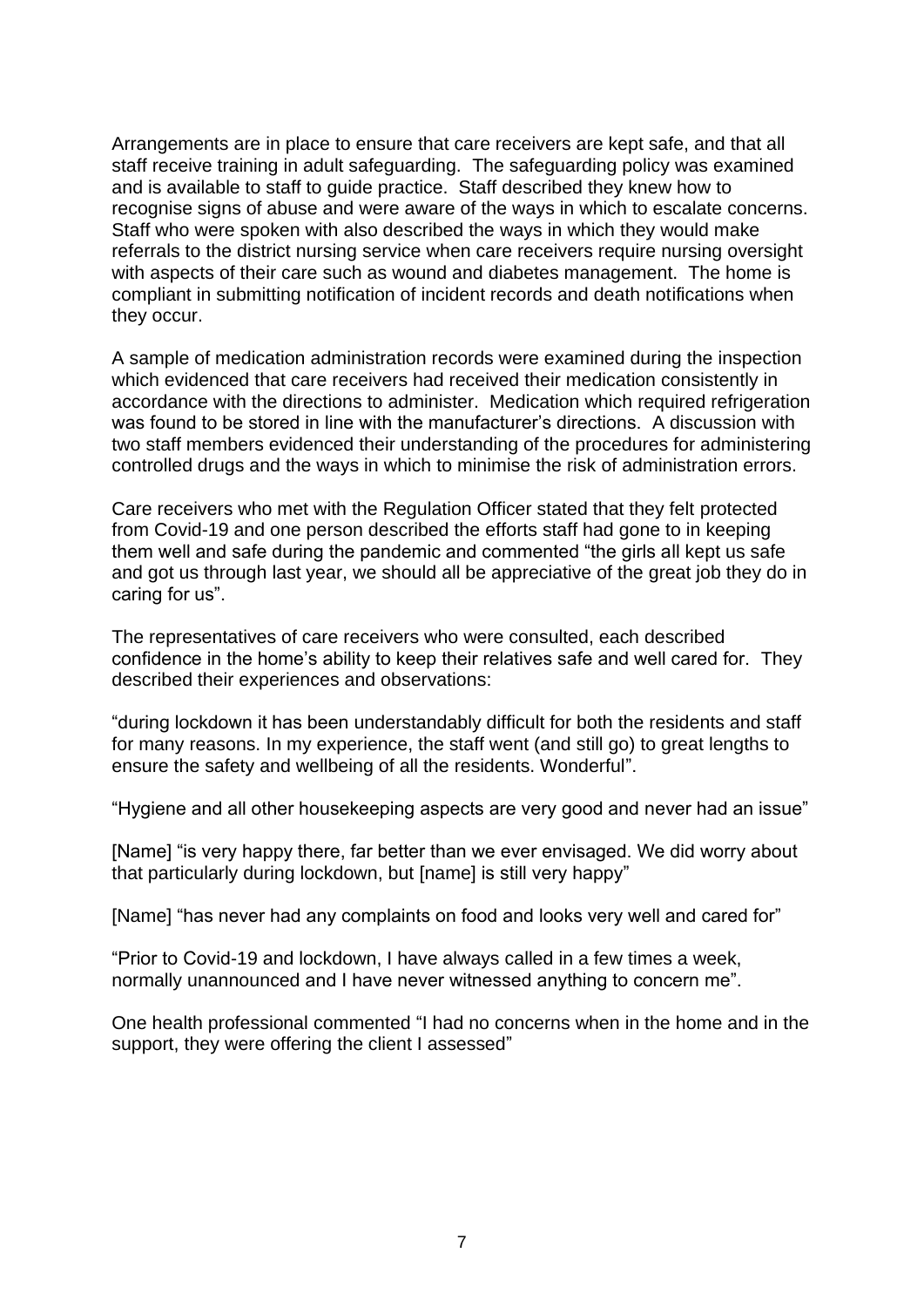Arrangements are in place to ensure that care receivers are kept safe, and that all staff receive training in adult safeguarding. The safeguarding policy was examined and is available to staff to guide practice. Staff described they knew how to recognise signs of abuse and were aware of the ways in which to escalate concerns. Staff who were spoken with also described the ways in which they would make referrals to the district nursing service when care receivers require nursing oversight with aspects of their care such as wound and diabetes management. The home is compliant in submitting notification of incident records and death notifications when they occur.

A sample of medication administration records were examined during the inspection which evidenced that care receivers had received their medication consistently in accordance with the directions to administer. Medication which required refrigeration was found to be stored in line with the manufacturer's directions. A discussion with two staff members evidenced their understanding of the procedures for administering controlled drugs and the ways in which to minimise the risk of administration errors.

Care receivers who met with the Regulation Officer stated that they felt protected from Covid-19 and one person described the efforts staff had gone to in keeping them well and safe during the pandemic and commented "the girls all kept us safe and got us through last year, we should all be appreciative of the great job they do in caring for us".

The representatives of care receivers who were consulted, each described confidence in the home's ability to keep their relatives safe and well cared for. They described their experiences and observations:

"during lockdown it has been understandably difficult for both the residents and staff for many reasons. In my experience, the staff went (and still go) to great lengths to ensure the safety and wellbeing of all the residents. Wonderful".

"Hygiene and all other housekeeping aspects are very good and never had an issue"

[Name] "is very happy there, far better than we ever envisaged. We did worry about that particularly during lockdown, but [name] is still very happy"

[Name] "has never had any complaints on food and looks very well and cared for"

"Prior to Covid-19 and lockdown, I have always called in a few times a week, normally unannounced and I have never witnessed anything to concern me".

One health professional commented "I had no concerns when in the home and in the support, they were offering the client I assessed"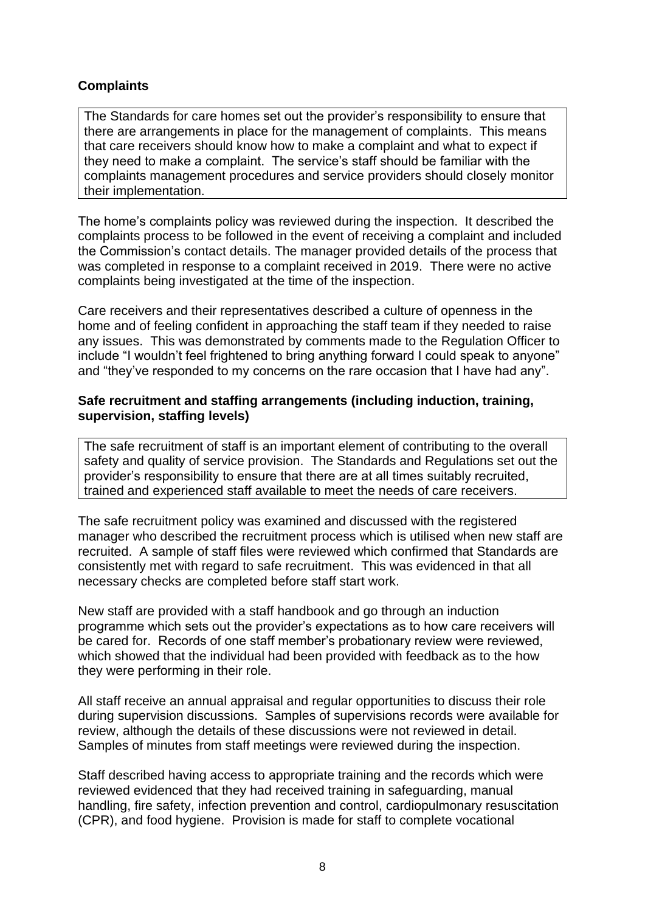**Complaints**

The Standards for care homes set out the provider's responsibility to ensure that there are arrangements in place for the management of complaints. This means that care receivers should know how to make a complaint and what to expect if they need to make a complaint. The service's staff should be familiar with the complaints management procedures and service providers should closely monitor their implementation.

The home's complaints policy was reviewed during the inspection. It described the complaints process to be followed in the event of receiving a complaint and included the Commission's contact details. The manager provided details of the process that was completed in response to a complaint received in 2019. There were no active complaints being investigated at the time of the inspection.

Care receivers and their representatives described a culture of openness in the home and of feeling confident in approaching the staff team if they needed to raise any issues. This was demonstrated by comments made to the Regulation Officer to include "I wouldn't feel frightened to bring anything forward I could speak to anyone" and "they've responded to my concerns on the rare occasion that I have had any".

**Safe recruitment and staffing arrangements (including induction, training, supervision, staffing levels)**

The safe recruitment of staff is an important element of contributing to the overall safety and quality of service provision. The Standards and Regulations set out the provider's responsibility to ensure that there are at all times suitably recruited, trained and experienced staff available to meet the needs of care receivers.

The safe recruitment policy was examined and discussed with the registered manager who described the recruitment process which is utilised when new staff are recruited. A sample of staff files were reviewed which confirmed that Standards are consistently met with regard to safe recruitment. This was evidenced in that all necessary checks are completed before staff start work.

New staff are provided with a staff handbook and go through an induction programme which sets out the provider's expectations as to how care receivers will be cared for. Records of one staff member's probationary review were reviewed, which showed that the individual had been provided with feedback as to the how they were performing in their role.

All staff receive an annual appraisal and regular opportunities to discuss their role during supervision discussions. Samples of supervisions records were available for review, although the details of these discussions were not reviewed in detail. Samples of minutes from staff meetings were reviewed during the inspection.

Staff described having access to appropriate training and the records which were reviewed evidenced that they had received training in safeguarding, manual handling, fire safety, infection prevention and control, cardiopulmonary resuscitation (CPR), and food hygiene. Provision is made for staff to complete vocational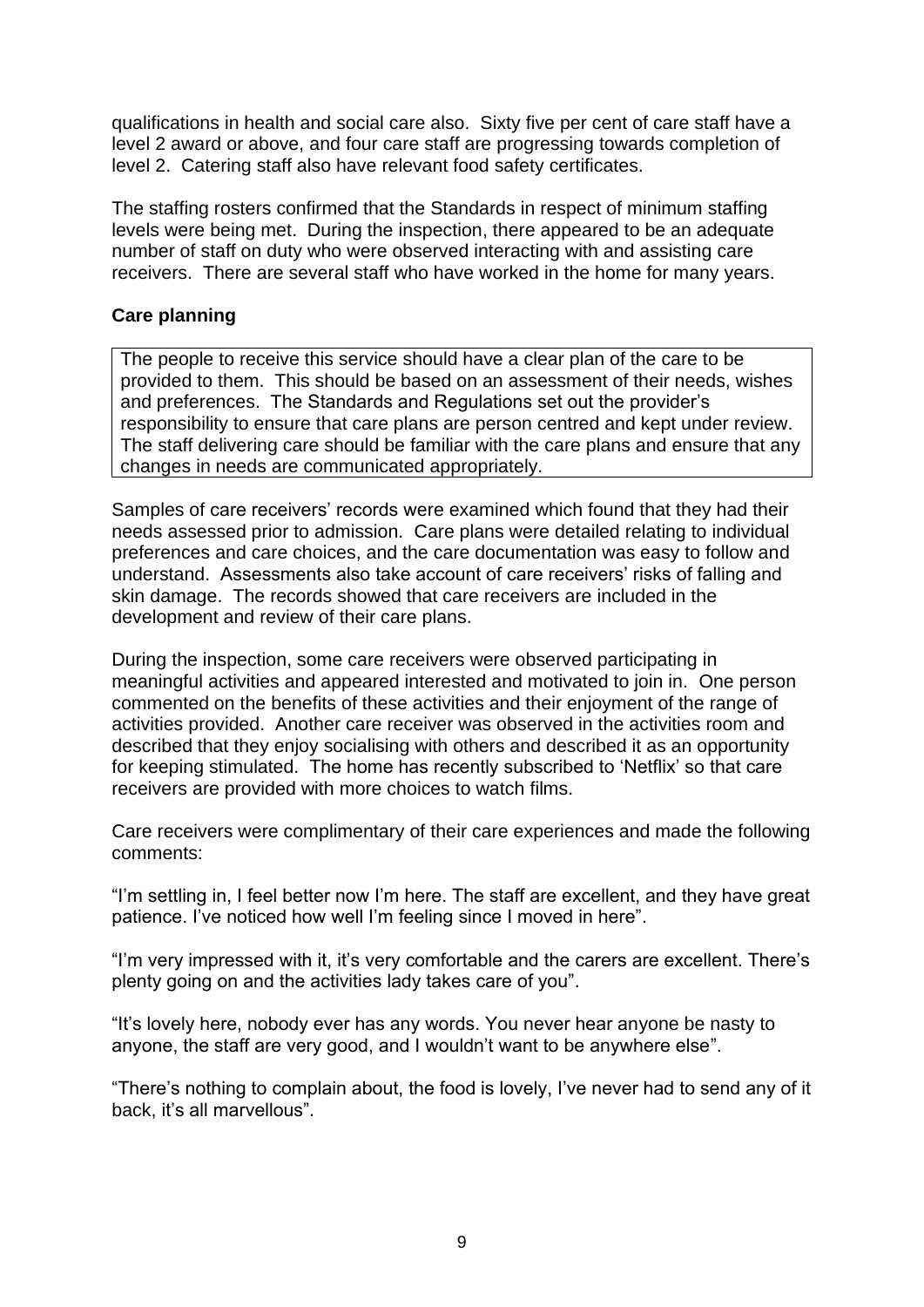qualifications in health and social care also. Sixty five per cent of care staff have a level 2 award or above, and four care staff are progressing towards completion of level 2. Catering staff also have relevant food safety certificates.

The staffing rosters confirmed that the Standards in respect of minimum staffing levels were being met. During the inspection, there appeared to be an adequate number of staff on duty who were observed interacting with and assisting care receivers. There are several staff who have worked in the home for many years.

**Care planning**

The people to receive this service should have a clear plan of the care to be provided to them. This should be based on an assessment of their needs, wishes and preferences. The Standards and Regulations set out the provider's responsibility to ensure that care plans are person centred and kept under review. The staff delivering care should be familiar with the care plans and ensure that any changes in needs are communicated appropriately.

Samples of care receivers' records were examined which found that they had their needs assessed prior to admission. Care plans were detailed relating to individual preferences and care choices, and the care documentation was easy to follow and understand. Assessments also take account of care receivers' risks of falling and skin damage. The records showed that care receivers are included in the development and review of their care plans.

During the inspection, some care receivers were observed participating in meaningful activities and appeared interested and motivated to join in. One person commented on the benefits of these activities and their enjoyment of the range of activities provided. Another care receiver was observed in the activities room and described that they enjoy socialising with others and described it as an opportunity for keeping stimulated. The home has recently subscribed to 'Netflix' so that care receivers are provided with more choices to watch films.

Care receivers were complimentary of their care experiences and made the following comments:

"I'm settling in, I feel better now I'm here. The staff are excellent, and they have great patience. I've noticed how well I'm feeling since I moved in here".

"I'm very impressed with it, it's very comfortable and the carers are excellent. There's plenty going on and the activities lady takes care of you".

"It's lovely here, nobody ever has any words. You never hear anyone be nasty to anyone, the staff are very good, and I wouldn't want to be anywhere else".

"There's nothing to complain about, the food is lovely, I've never had to send any of it back, it's all marvellous".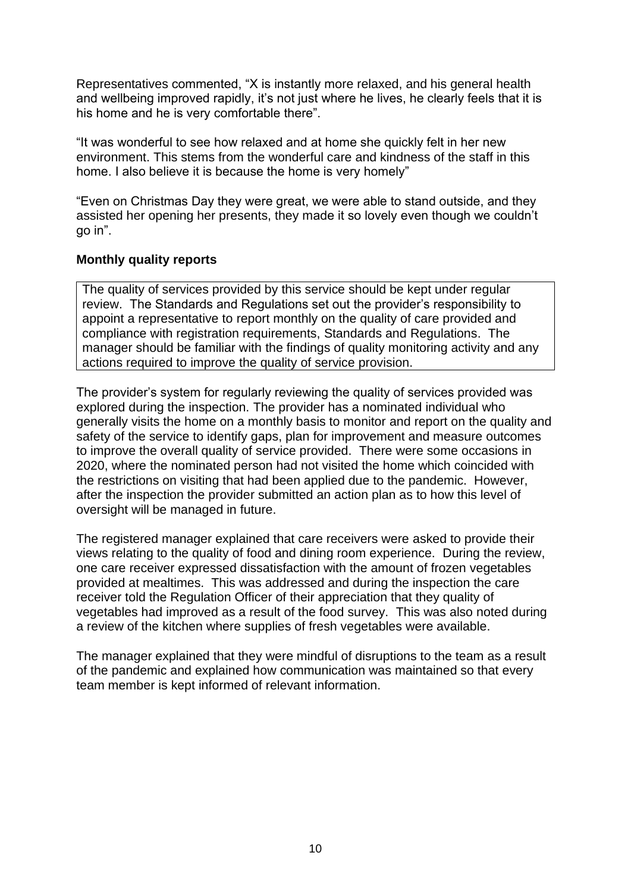Representatives commented, “X is instantly more relaxed, and his general health and wellbeing improved rapidly, it’s not just where he lives, he clearly feels that it is his home and he is very comfortable there”.

“It was wonderful to see how relaxed and at home she quickly felt in her new environment. This stems from the wonderful care and kindness of the staff in this home. I also believe it is because the home is very homely”

“Even on Christmas Day they were great, we were able to stand outside, and they assisted her opening her presents, they made it so lovely even though we couldn’t go in”.

**Monthly quality reports**

| The quality of services provided by this service should be kept under regular review. The Standards and Regulations set out the provider’s responsibility to appoint a representative to report monthly on the quality of care provided and compliance with registration requirements, Standards and Regulations. The manager should be familiar with the findings of quality monitoring activity and any actions required to improve the quality of service provision. |
|---|

The provider’s system for regularly reviewing the quality of services provided was explored during the inspection. The provider has a nominated individual who generally visits the home on a monthly basis to monitor and report on the quality and safety of the service to identify gaps, plan for improvement and measure outcomes to improve the overall quality of service provided. There were some occasions in 2020, where the nominated person had not visited the home which coincided with the restrictions on visiting that had been applied due to the pandemic. However, after the inspection the provider submitted an action plan as to how this level of oversight will be managed in future.

The registered manager explained that care receivers were asked to provide their views relating to the quality of food and dining room experience. During the review, one care receiver expressed dissatisfaction with the amount of frozen vegetables provided at mealtimes. This was addressed and during the inspection the care receiver told the Regulation Officer of their appreciation that they quality of vegetables had improved as a result of the food survey. This was also noted during a review of the kitchen where supplies of fresh vegetables were available.

The manager explained that they were mindful of disruptions to the team as a result of the pandemic and explained how communication was maintained so that every team member is kept informed of relevant information.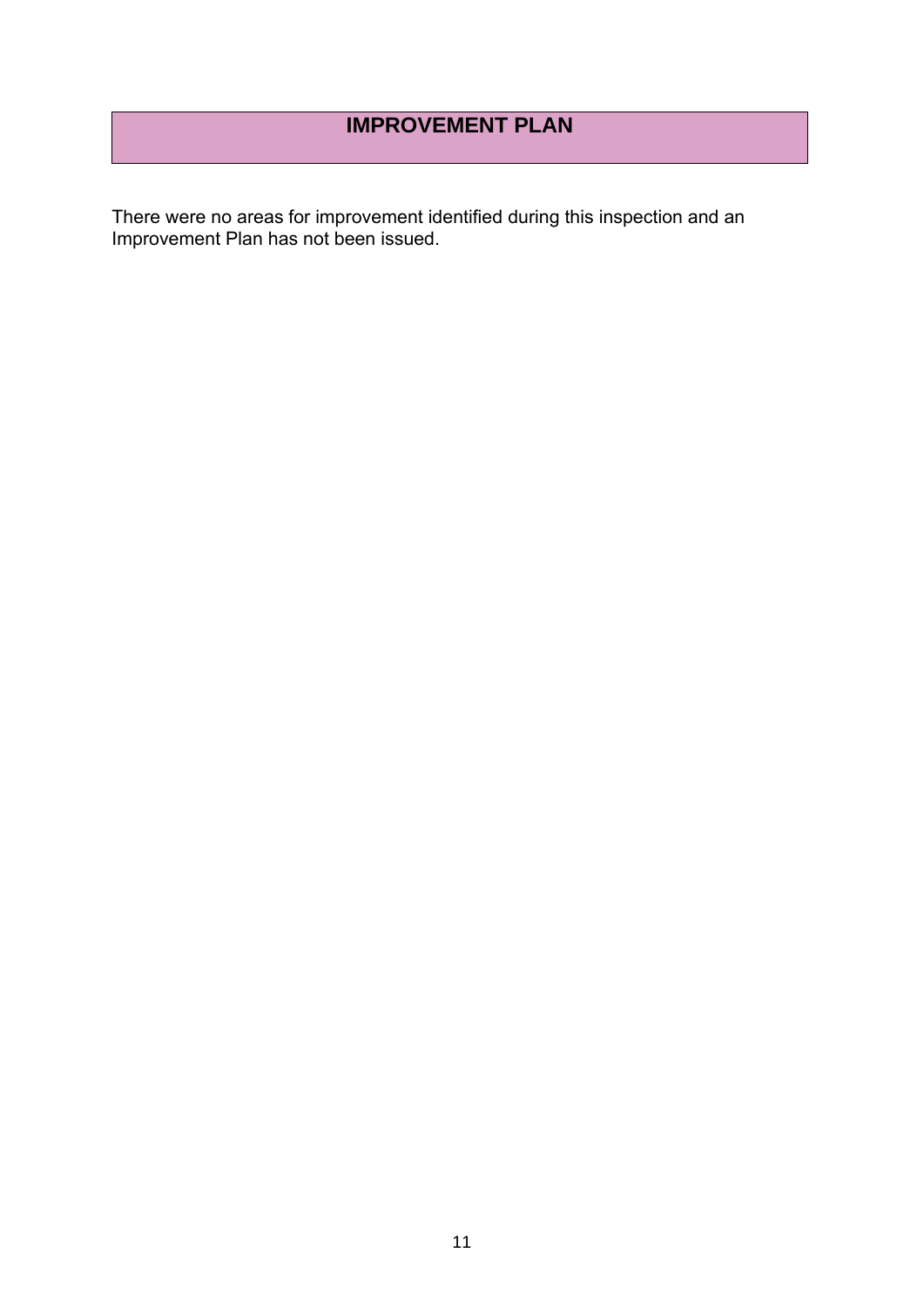# IMPROVEMENT PLAN

There were no areas for improvement identified during this inspection and an Improvement Plan has not been issued.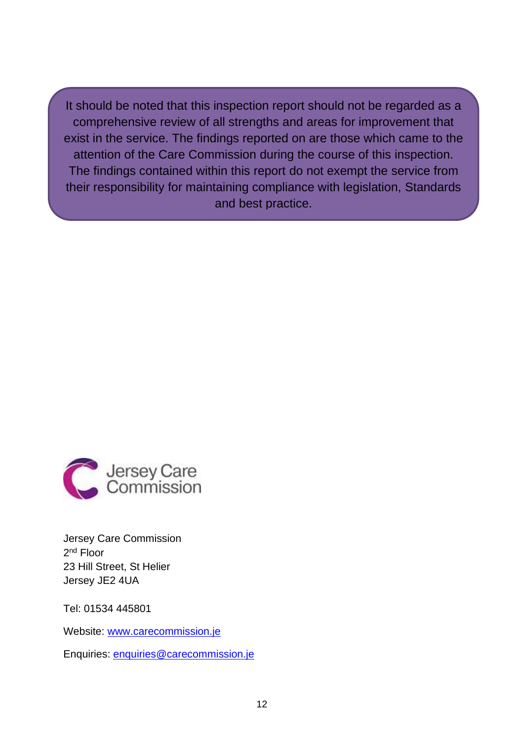It should be noted that this inspection report should not be regarded as a comprehensive review of all strengths and areas for improvement that exist in the service. The findings reported on are those which came to the attention of the Care Commission during the course of this inspection. The findings contained within this report do not exempt the service from their responsibility for maintaining compliance with legislation, Standards and best practice.

Jersey Care Commission

Jersey Care Commission
2nd Floor
23 Hill Street, St Helier
Jersey JE2 4UA

Tel: 01534 445801

Website: www.carecommission.je

Enquiries: enquiries@carecommission.je